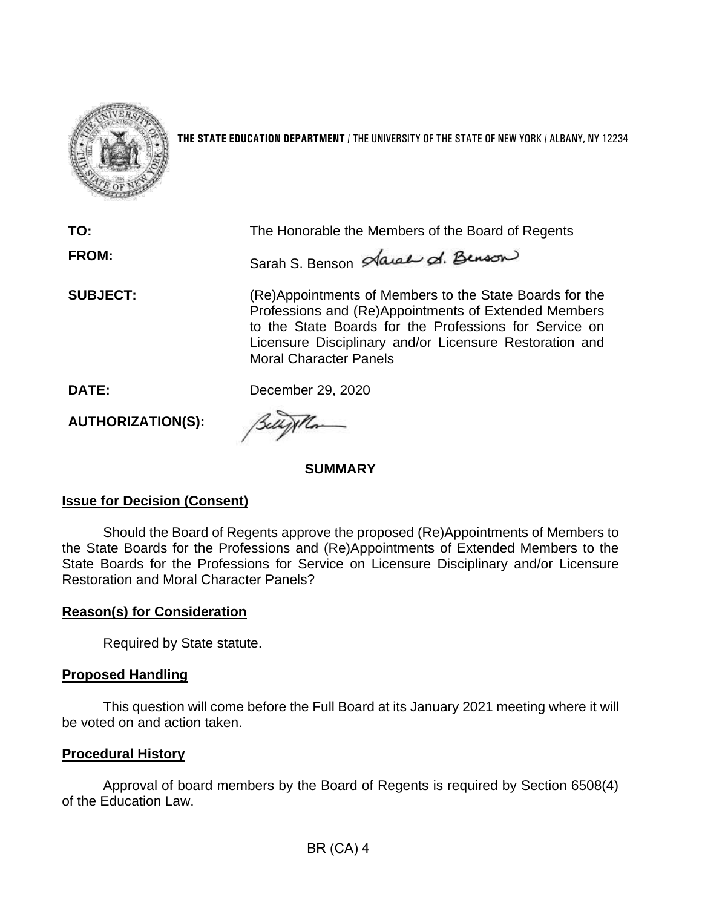**THE STATE EDUCATION DEPARTMENT** / THE UNIVERSITY OF THE STATE OF NEW YORK / ALBANY, NY 12234

**TO:** The Honorable the Members of the Board of Regents

**FROM:** Sarah S. Benson

**SUBJECT:** (Re)Appointments of Members to the State Boards for the Professions and (Re)Appointments of Extended Members to the State Boards for the Professions for Service on Licensure Disciplinary and/or Licensure Restoration and Moral Character Panels

**DATE:** December 29, 2020

**AUTHORIZATION(S):**

## SUMMARY

### Issue for Decision (Consent)

Should the Board of Regents approve the proposed (Re)Appointments of Members to the State Boards for the Professions and (Re)Appointments of Extended Members to the State Boards for the Professions for Service on Licensure Disciplinary and/or Licensure Restoration and Moral Character Panels?

### Reason(s) for Consideration

Required by State statute.

### Proposed Handling

This question will come before the Full Board at its January 2021 meeting where it will be voted on and action taken.

### Procedural History

Approval of board members by the Board of Regents is required by Section 6508(4) of the Education Law.

BR (CA) 4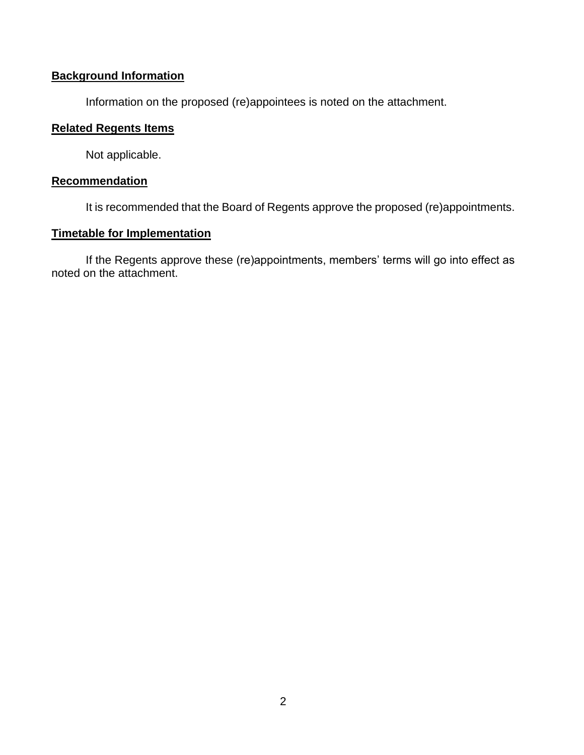**Background Information**

Information on the proposed (re)appointees is noted on the attachment.

**Related Regents Items**

Not applicable.

**Recommendation**

It is recommended that the Board of Regents approve the proposed (re)appointments.

**Timetable for Implementation**

If the Regents approve these (re)appointments, members' terms will go into effect as noted on the attachment.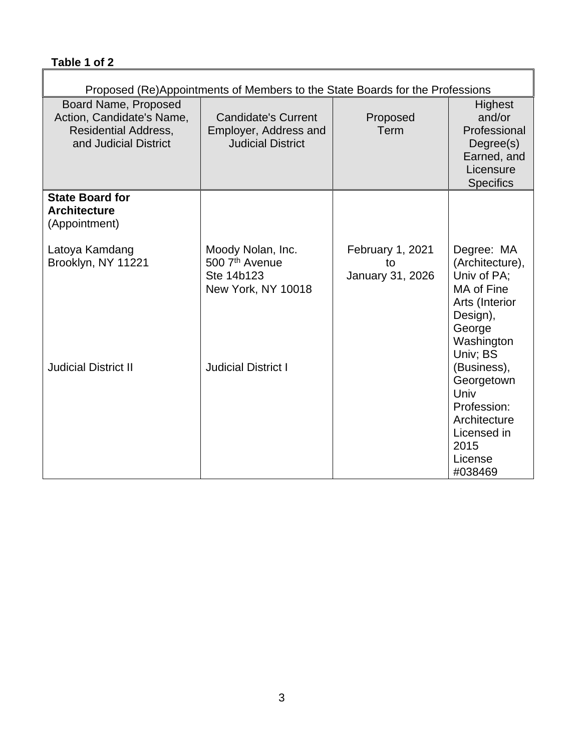**Table 1 of 2**

| Proposed (Re)Appointments of Members to the State Boards for the Professions | | | |
|---|---|---|---|
| Board Name, Proposed Action, Candidate's Name, Residential Address, and Judicial District | Candidate's Current Employer, Address and Judicial District | Proposed Term | Highest and/or Professional Degree(s) Earned, and Licensure Specifics |
| **State Board for Architecture** (Appointment)<br><br>Latoya Kamdang<br>Brooklyn, NY 11221<br><br>Judicial District II | Moody Nolan, Inc.<br>500 7th Avenue<br>Ste 14b123<br>New York, NY 10018<br><br>Judicial District I | February 1, 2021 to January 31, 2026 | Degree: MA (Architecture), Univ of PA; MA of Fine Arts (Interior Design), George Washington Univ; BS (Business), Georgetown Univ<br>Profession: Architecture<br>Licensed in 2015<br>License #038469 |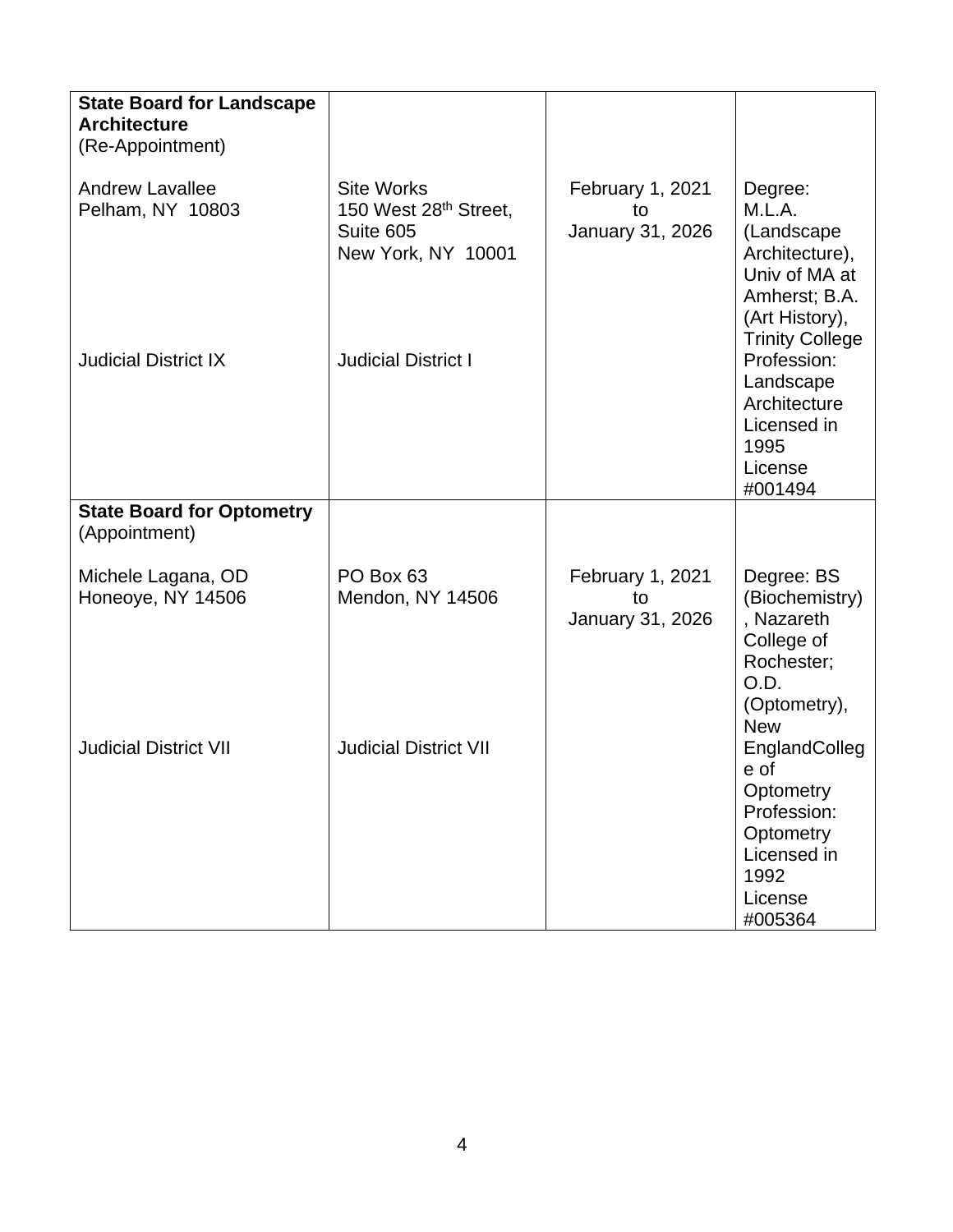| | | | |
|---|---|---|---|
| **State Board for Landscape Architecture**<br>(Re-Appointment)<br><br>Andrew Lavallee<br>Pelham, NY 10803<br><br>Judicial District IX | Site Works<br>150 West 28th Street, Suite 605<br>New York, NY 10001<br><br>Judicial District I | February 1, 2021<br>to<br>January 31, 2026 | Degree: M.L.A. (Landscape Architecture), Univ of MA at Amherst; B.A. (Art History), Trinity College<br>Profession: Landscape Architecture<br>Licensed in 1995<br>License #001494 |
| **State Board for Optometry**<br>(Appointment)<br><br>Michele Lagana, OD<br>Honeoye, NY 14506<br><br>Judicial District VII | PO Box 63<br>Mendon, NY 14506<br><br>Judicial District VII | February 1, 2021<br>to<br>January 31, 2026 | Degree: BS (Biochemistry), Nazareth College of Rochester; O.D. (Optometry), New EnglandCollege of Optometry<br>Profession: Optometry<br>Licensed in 1992<br>License #005364 |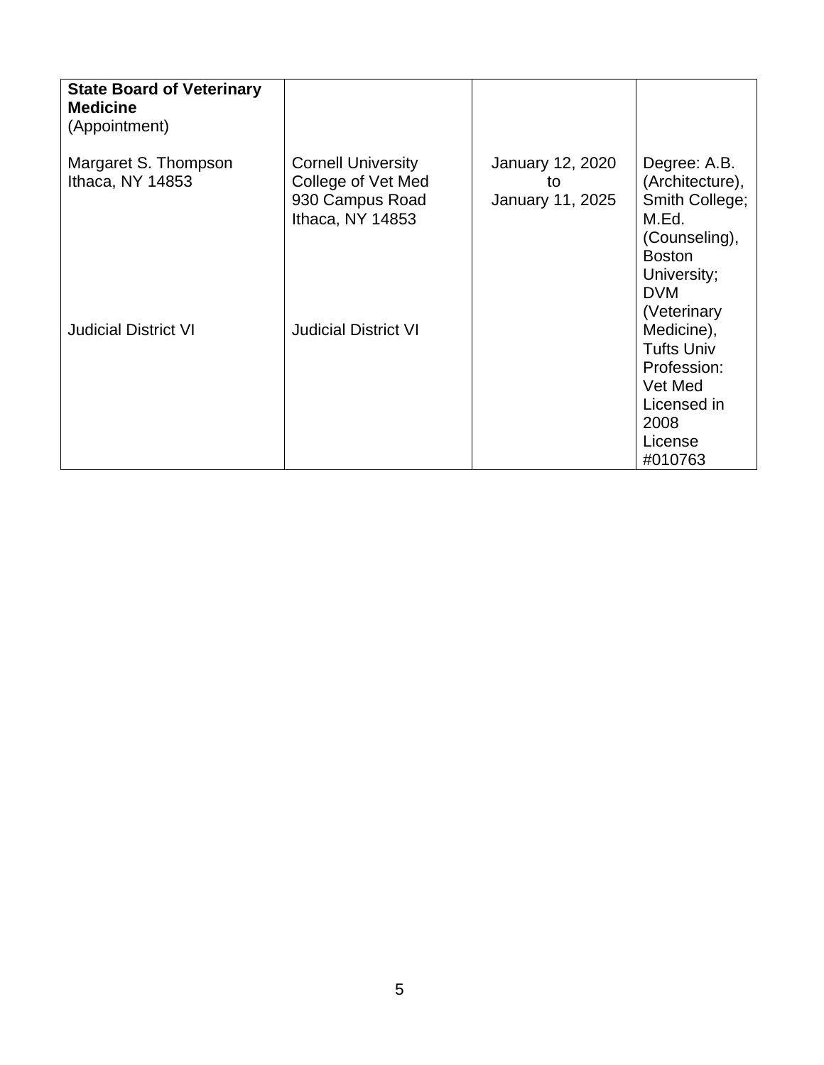| **State Board of Veterinary Medicine** (Appointment) | | | |
|---|---|---|---|
| Margaret S. Thompson<br>Ithaca, NY 14853<br><br>Judicial District VI | Cornell University<br>College of Vet Med<br>930 Campus Road<br>Ithaca, NY 14853<br><br>Judicial District VI | January 12, 2020<br>to<br>January 11, 2025 | Degree: A.B. (Architecture), Smith College; M.Ed. (Counseling), Boston University; DVM (Veterinary Medicine), Tufts Univ<br>Profession: Vet Med<br>Licensed in 2008<br>License #010763 |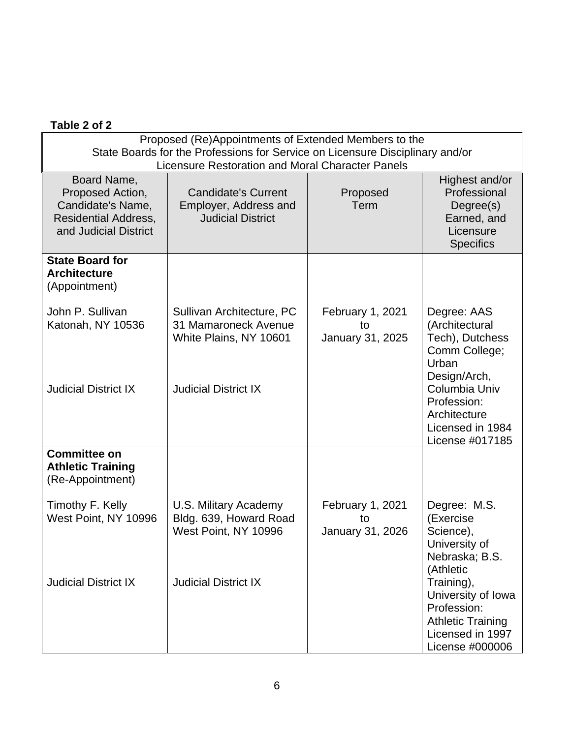**Table 2 of 2**

| Proposed (Re)Appointments of Extended Members to the State Boards for the Professions for Service on Licensure Disciplinary and/or Licensure Restoration and Moral Character Panels | | | |
|---|---|---|---|
| Board Name, Proposed Action, Candidate's Name, Residential Address, and Judicial District | Candidate's Current Employer, Address and Judicial District | Proposed Term | Highest and/or Professional Degree(s) Earned, and Licensure Specifics |
| **State Board for Architecture** (Appointment)<br><br>John P. Sullivan<br>Katonah, NY 10536<br><br>Judicial District IX | Sullivan Architecture, PC<br>31 Mamaroneck Avenue<br>White Plains, NY 10601<br><br>Judicial District IX | February 1, 2021 to January 31, 2025 | Degree: AAS (Architectural Tech), Dutchess Comm College; Urban Design/Arch, Columbia Univ<br>Profession: Architecture<br>Licensed in 1984<br>License #017185 |
| **Committee on Athletic Training** (Re-Appointment)<br><br>Timothy F. Kelly<br>West Point, NY 10996<br><br>Judicial District IX | U.S. Military Academy<br>Bldg. 639, Howard Road<br>West Point, NY 10996<br><br>Judicial District IX | February 1, 2021 to January 31, 2026 | Degree: M.S. (Exercise Science), University of Nebraska; B.S. (Athletic Training), University of Iowa<br>Profession: Athletic Training<br>Licensed in 1997<br>License #000006 |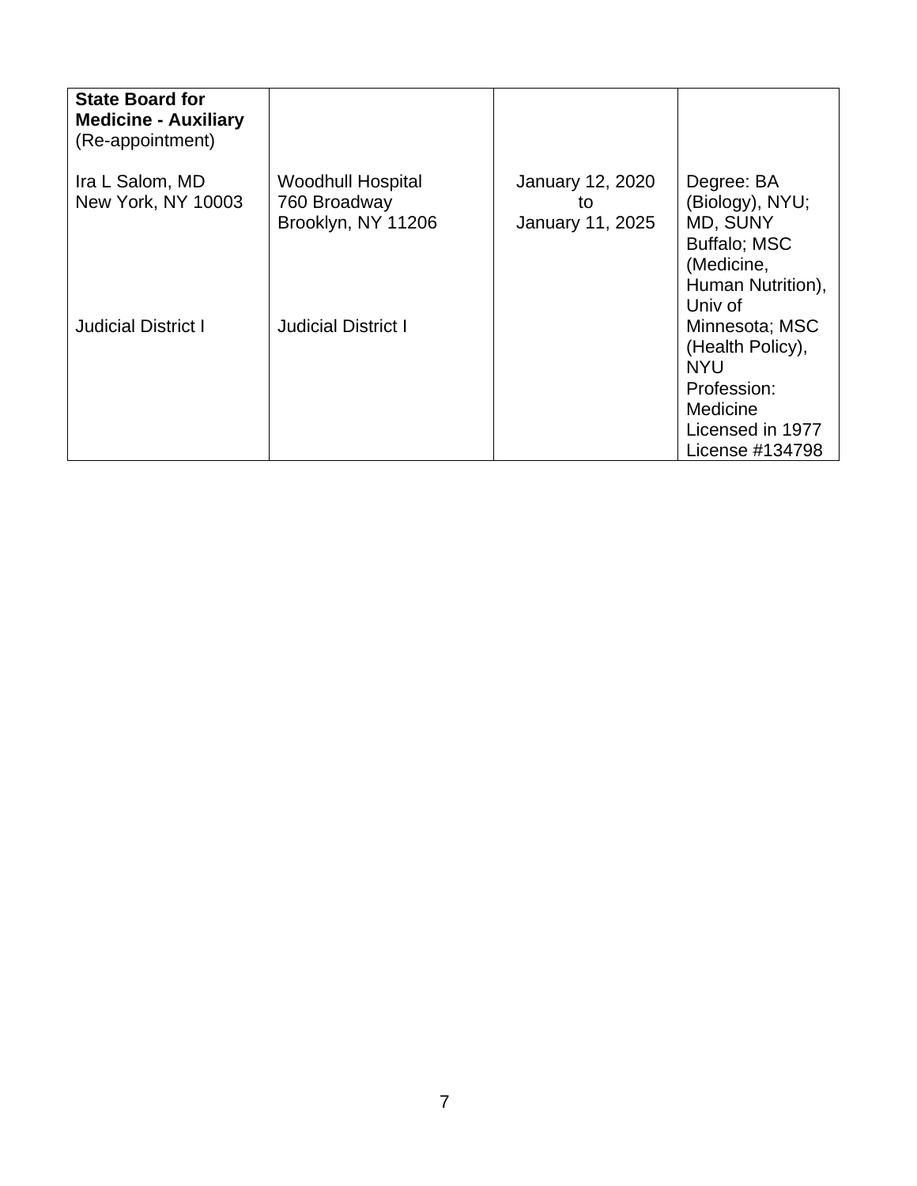| | | | |
|---|---|---|---|
| **State Board for Medicine - Auxiliary** (Re-appointment)<br><br>Ira L Salom, MD<br>New York, NY 10003<br><br>Judicial District I | <br><br><br><br>Woodhull Hospital<br>760 Broadway<br>Brooklyn, NY 11206<br><br>Judicial District I | <br><br><br><br>January 12, 2020<br>to<br>January 11, 2025 | <br><br><br><br>Degree: BA (Biology), NYU; MD, SUNY Buffalo; MSC (Medicine, Human Nutrition), Univ of Minnesota; MSC (Health Policy), NYU<br>Profession: Medicine<br>Licensed in 1977<br>License #134798 |